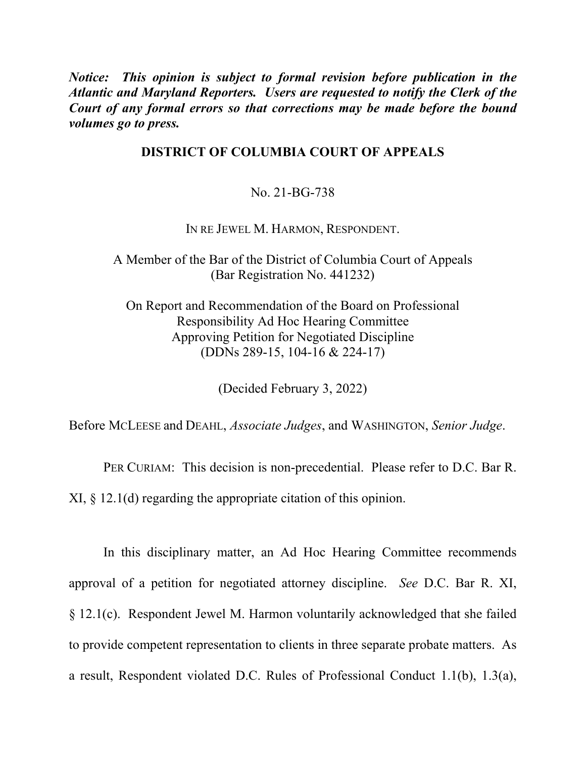***Notice: This opinion is subject to formal revision before publication in the Atlantic and Maryland Reporters. Users are requested to notify the Clerk of the Court of any formal errors so that corrections may be made before the bound volumes go to press.***

**DISTRICT OF COLUMBIA COURT OF APPEALS**

No. 21-BG-738

IN RE JEWEL M. HARMON, RESPONDENT.

A Member of the Bar of the District of Columbia Court of Appeals
(Bar Registration No. 441232)

On Report and Recommendation of the Board on Professional Responsibility Ad Hoc Hearing Committee Approving Petition for Negotiated Discipline
(DDNs 289-15, 104-16 & 224-17)

(Decided February 3, 2022)

Before MCLEESE and DEAHL, *Associate Judges*, and WASHINGTON, *Senior Judge*.

PER CURIAM: This decision is non-precedential. Please refer to D.C. Bar R. XI, § 12.1(d) regarding the appropriate citation of this opinion.

In this disciplinary matter, an Ad Hoc Hearing Committee recommends approval of a petition for negotiated attorney discipline. *See* D.C. Bar R. XI, § 12.1(c). Respondent Jewel M. Harmon voluntarily acknowledged that she failed to provide competent representation to clients in three separate probate matters. As a result, Respondent violated D.C. Rules of Professional Conduct 1.1(b), 1.3(a),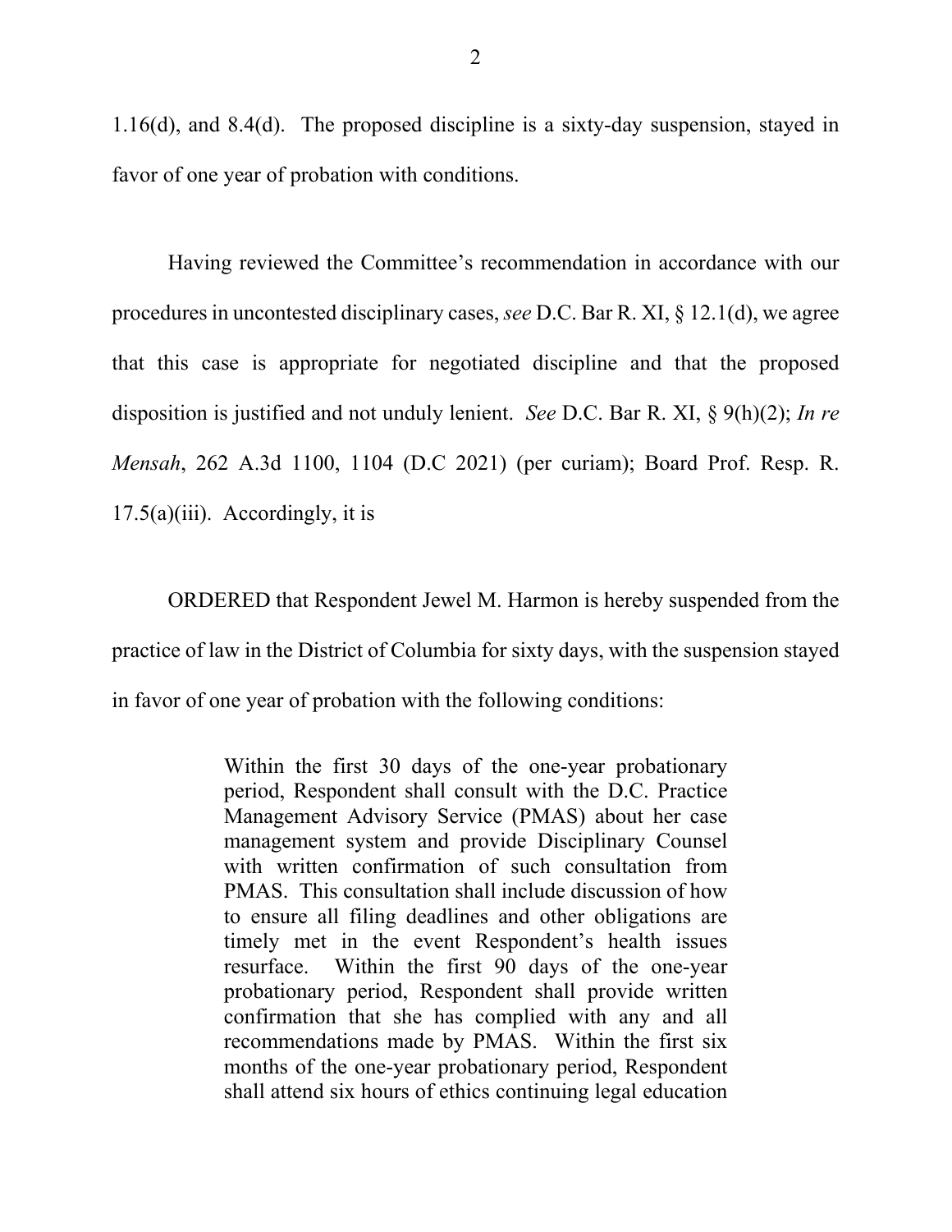1.16(d), and 8.4(d). The proposed discipline is a sixty-day suspension, stayed in favor of one year of probation with conditions.

Having reviewed the Committee's recommendation in accordance with our procedures in uncontested disciplinary cases, *see* D.C. Bar R. XI, § 12.1(d), we agree that this case is appropriate for negotiated discipline and that the proposed disposition is justified and not unduly lenient. *See* D.C. Bar R. XI, § 9(h)(2); *In re Mensah*, 262 A.3d 1100, 1104 (D.C 2021) (per curiam); Board Prof. Resp. R. 17.5(a)(iii). Accordingly, it is

ORDERED that Respondent Jewel M. Harmon is hereby suspended from the practice of law in the District of Columbia for sixty days, with the suspension stayed in favor of one year of probation with the following conditions:

> Within the first 30 days of the one-year probationary period, Respondent shall consult with the D.C. Practice Management Advisory Service (PMAS) about her case management system and provide Disciplinary Counsel with written confirmation of such consultation from PMAS. This consultation shall include discussion of how to ensure all filing deadlines and other obligations are timely met in the event Respondent's health issues resurface. Within the first 90 days of the one-year probationary period, Respondent shall provide written confirmation that she has complied with any and all recommendations made by PMAS. Within the first six months of the one-year probationary period, Respondent shall attend six hours of ethics continuing legal education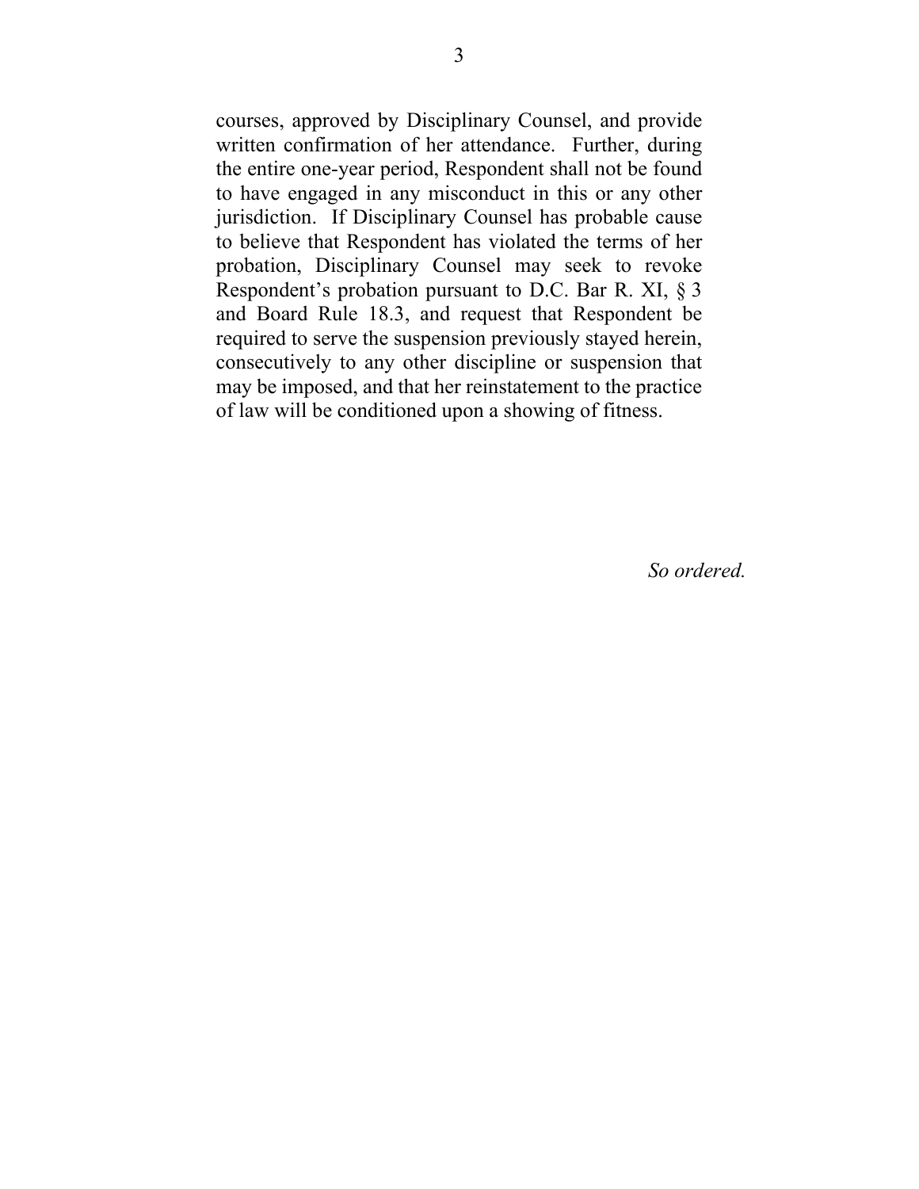courses, approved by Disciplinary Counsel, and provide written confirmation of her attendance. Further, during the entire one-year period, Respondent shall not be found to have engaged in any misconduct in this or any other jurisdiction. If Disciplinary Counsel has probable cause to believe that Respondent has violated the terms of her probation, Disciplinary Counsel may seek to revoke Respondent's probation pursuant to D.C. Bar R. XI, § 3 and Board Rule 18.3, and request that Respondent be required to serve the suspension previously stayed herein, consecutively to any other discipline or suspension that may be imposed, and that her reinstatement to the practice of law will be conditioned upon a showing of fitness.

*So ordered.*